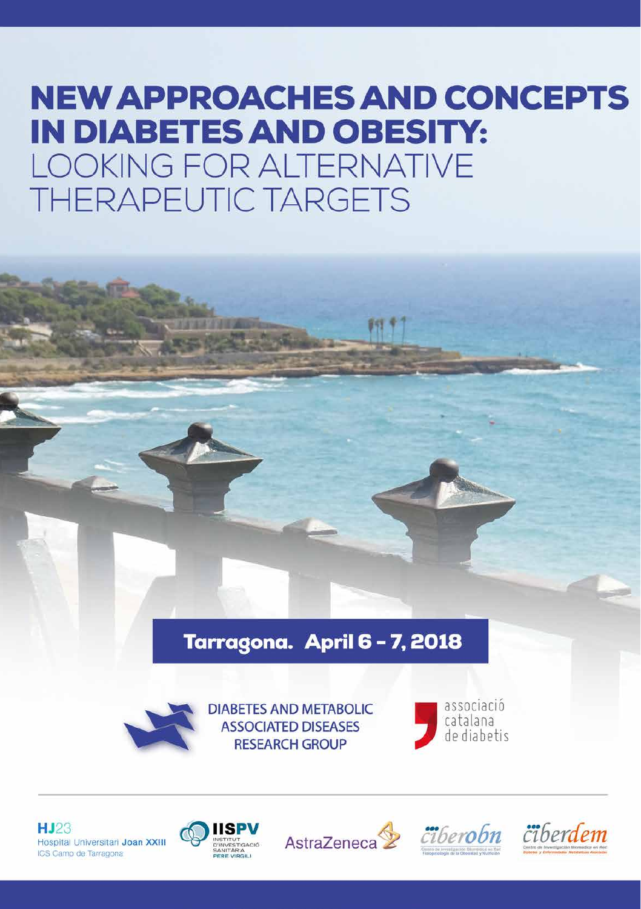# NEW APPROACHES AND CONCEPTS IN DIABETES AND OBESITY:

## LOOKING FOR ALTERNATIVE THERAPEUTIC TARGETS

**Tarragona. April 6 - 7, 2018**

DIABETES AND METABOLIC ASSOCIATED DISEASES RESEARCH GROUP

associació catalana de diabetis

HJ23 Hospital Universitari Joan XXIII ICS Camp de Tarragona

IISPV Institut d'Investigació Sanitària Pere Virgili

AstraZeneca

ciberobn Centro de Investigación Biomédica en Red Fisiopatología de la Obesidad y Nutrición

ciberdem Centro de Investigación Biomédica en Red Diabetes y Enfermedades Metabólicas Asociadas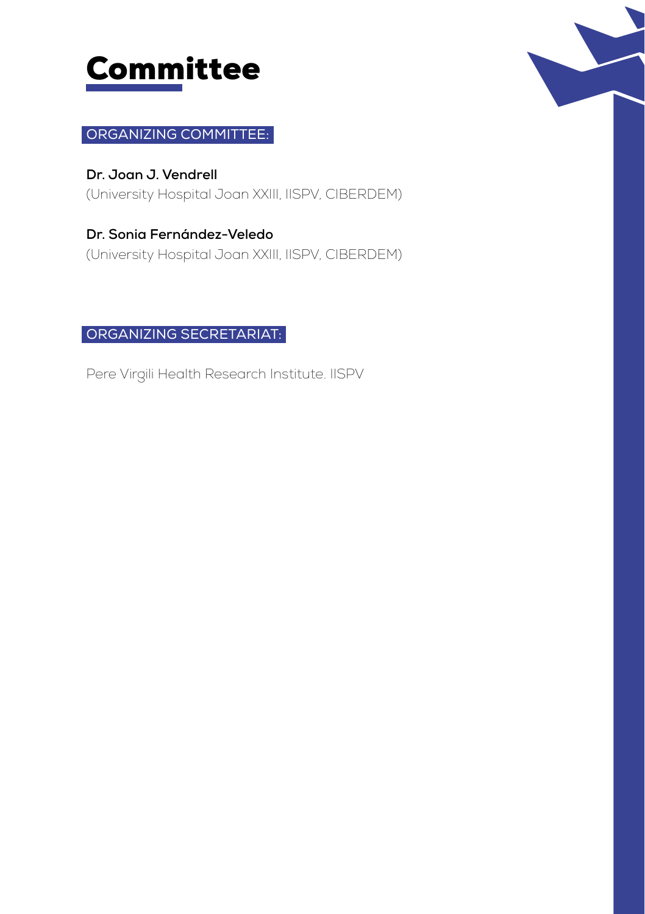# Committee

## ORGANIZING COMMITTEE:

**Dr. Joan J. Vendrell**
(University Hospital Joan XXIII, IISPV, CIBERDEM)

**Dr. Sonia Fernández-Veledo**
(University Hospital Joan XXIII, IISPV, CIBERDEM)

## ORGANIZING SECRETARIAT:

Pere Virgili Health Research Institute. IISPV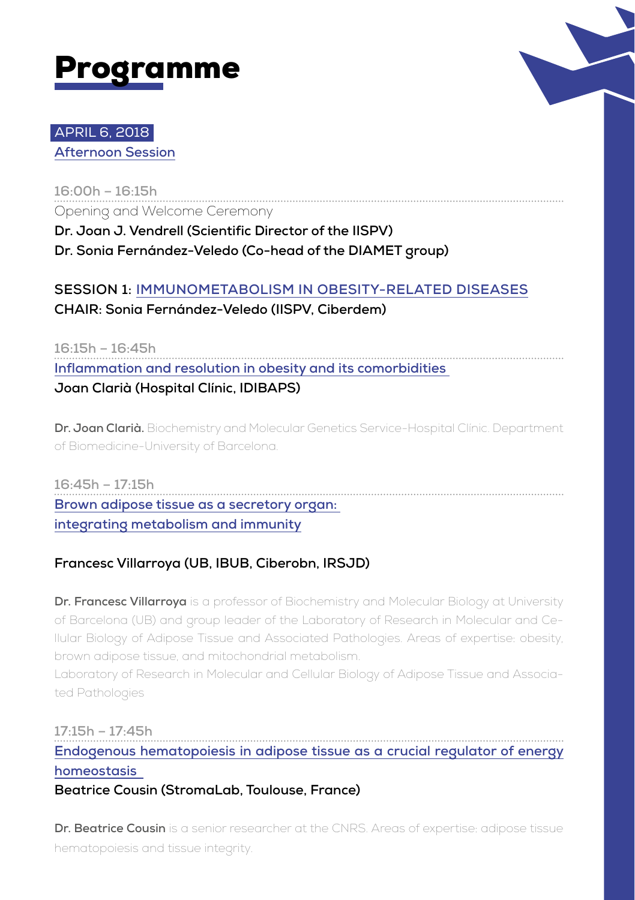# Programme

**APRIL 6, 2018**

**Afternoon Session**

**16:00h – 16:15h**

Opening and Welcome Ceremony

**Dr. Joan J. Vendrell (Scientific Director of the IISPV)**

**Dr. Sonia Fernández-Veledo (Co-head of the DIAMET group)**

## SESSION 1: IMMUNOMETABOLISM IN OBESITY-RELATED DISEASES

**CHAIR: Sonia Fernández-Veledo (IISPV, Ciberdem)**

**16:15h – 16:45h**

**Inflammation and resolution in obesity and its comorbidities**

**Joan Clarià (Hospital Clínic, IDIBAPS)**

**Dr. Joan Clarià.** Biochemistry and Molecular Genetics Service-Hospital Clínic. Department of Biomedicine-University of Barcelona.

**16:45h – 17:15h**

**Brown adipose tissue as a secretory organ: integrating metabolism and immunity**

**Francesc Villarroya (UB, IBUB, Ciberobn, IRSJD)**

**Dr. Francesc Villarroya** is a professor of Biochemistry and Molecular Biology at University of Barcelona (UB) and group leader of the Laboratory of Research in Molecular and Cellular Biology of Adipose Tissue and Associated Pathologies. Areas of expertise: obesity, brown adipose tissue, and mitochondrial metabolism.
Laboratory of Research in Molecular and Cellular Biology of Adipose Tissue and Associated Pathologies

**17:15h – 17:45h**

**Endogenous hematopoiesis in adipose tissue as a crucial regulator of energy homeostasis**

**Beatrice Cousin (StromaLab, Toulouse, France)**

**Dr. Beatrice Cousin** is a senior researcher at the CNRS. Areas of expertise: adipose tissue hematopoiesis and tissue integrity.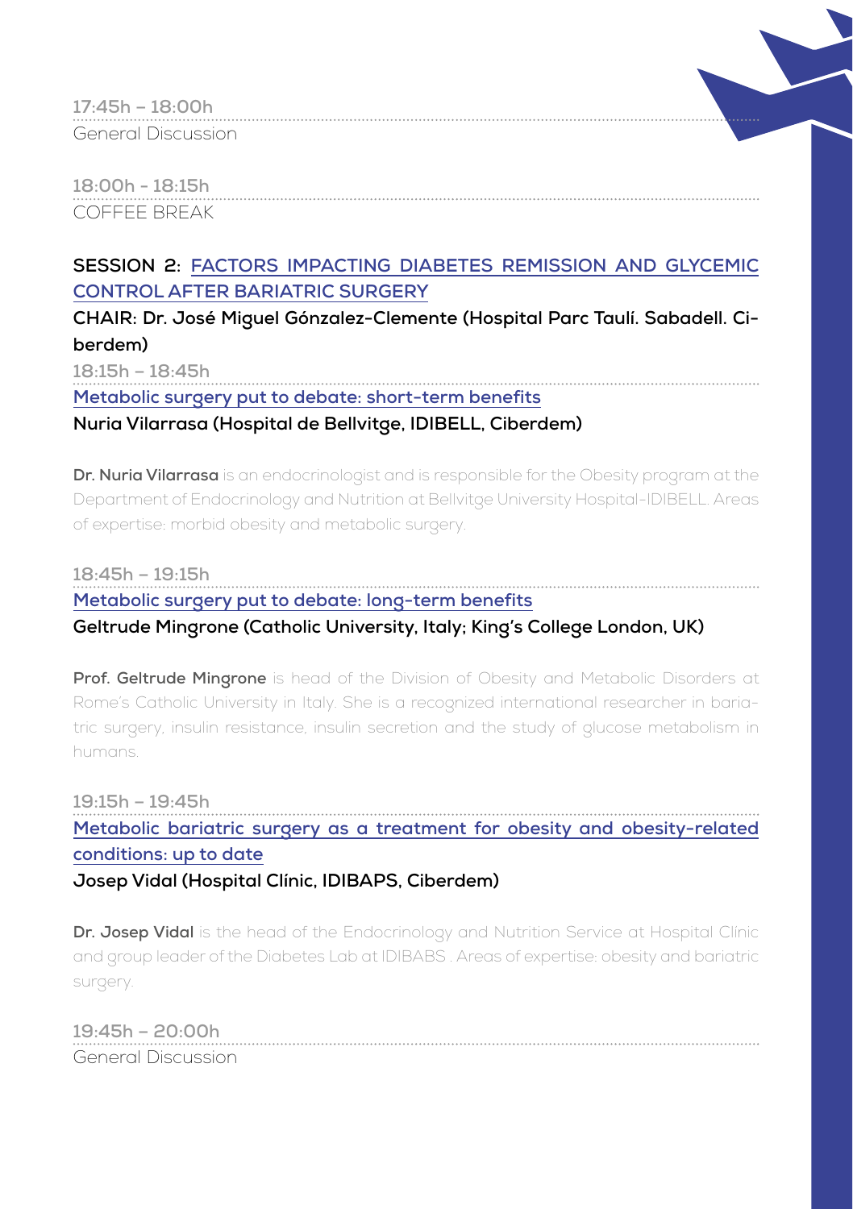**17:45h – 18:00h**

General Discussion

**18:00h - 18:15h**

COFFEE BREAK

## SESSION 2: FACTORS IMPACTING DIABETES REMISSION AND GLYCEMIC CONTROL AFTER BARIATRIC SURGERY

**CHAIR: Dr. José Miguel Gónzalez-Clemente (Hospital Parc Taulí. Sabadell. Ciberdem)**

**18:15h – 18:45h**

**Metabolic surgery put to debate: short-term benefits**

**Nuria Vilarrasa (Hospital de Bellvitge, IDIBELL, Ciberdem)**

**Dr. Nuria Vilarrasa** is an endocrinologist and is responsible for the Obesity program at the Department of Endocrinology and Nutrition at Bellvitge University Hospital-IDIBELL. Areas of expertise: morbid obesity and metabolic surgery.

**18:45h – 19:15h**

**Metabolic surgery put to debate: long-term benefits**

**Geltrude Mingrone (Catholic University, Italy; King's College London, UK)**

**Prof. Geltrude Mingrone** is head of the Division of Obesity and Metabolic Disorders at Rome's Catholic University in Italy. She is a recognized international researcher in bariatric surgery, insulin resistance, insulin secretion and the study of glucose metabolism in humans.

**19:15h – 19:45h**

**Metabolic bariatric surgery as a treatment for obesity and obesity-related conditions: up to date**

**Josep Vidal (Hospital Clínic, IDIBAPS, Ciberdem)**

**Dr. Josep Vidal** is the head of the Endocrinology and Nutrition Service at Hospital Clínic and group leader of the Diabetes Lab at IDIBABS . Areas of expertise: obesity and bariatric surgery.

**19:45h – 20:00h**

General Discussion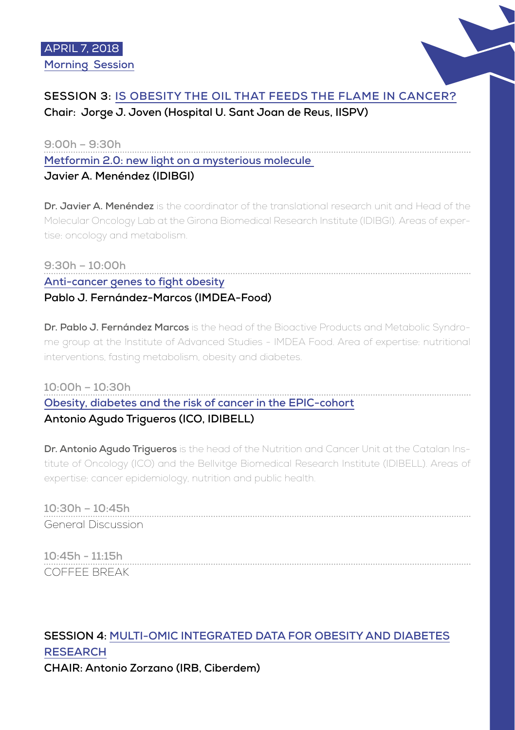**APRIL 7, 2018**

**Morning Session**

## SESSION 3: IS OBESITY THE OIL THAT FEEDS THE FLAME IN CANCER?

**Chair: Jorge J. Joven (Hospital U. Sant Joan de Reus, IISPV)**

**9:00h – 9:30h**

**Metformin 2.0: new light on a mysterious molecule**

**Javier A. Menéndez (IDIBGI)**

**Dr. Javier A. Menéndez** is the coordinator of the translational research unit and Head of the Molecular Oncology Lab at the Girona Biomedical Research Institute (IDIBGI). Areas of expertise: oncology and metabolism.

**9:30h – 10:00h**

**Anti-cancer genes to fight obesity**

**Pablo J. Fernández-Marcos (IMDEA-Food)**

**Dr. Pablo J. Fernández Marcos** is the head of the Bioactive Products and Metabolic Syndrome group at the Institute of Advanced Studies - IMDEA Food. Area of expertise: nutritional interventions, fasting metabolism, obesity and diabetes.

**10:00h – 10:30h**

**Obesity, diabetes and the risk of cancer in the EPIC-cohort**

**Antonio Agudo Trigueros (ICO, IDIBELL)**

**Dr. Antonio Agudo Trigueros** is the head of the Nutrition and Cancer Unit at the Catalan Institute of Oncology (ICO) and the Bellvitge Biomedical Research Institute (IDIBELL). Areas of expertise: cancer epidemiology, nutrition and public health.

**10:30h – 10:45h**

General Discussion

**10:45h - 11:15h**

COFFEE BREAK

## SESSION 4: MULTI-OMIC INTEGRATED DATA FOR OBESITY AND DIABETES RESEARCH

**CHAIR: Antonio Zorzano (IRB, Ciberdem)**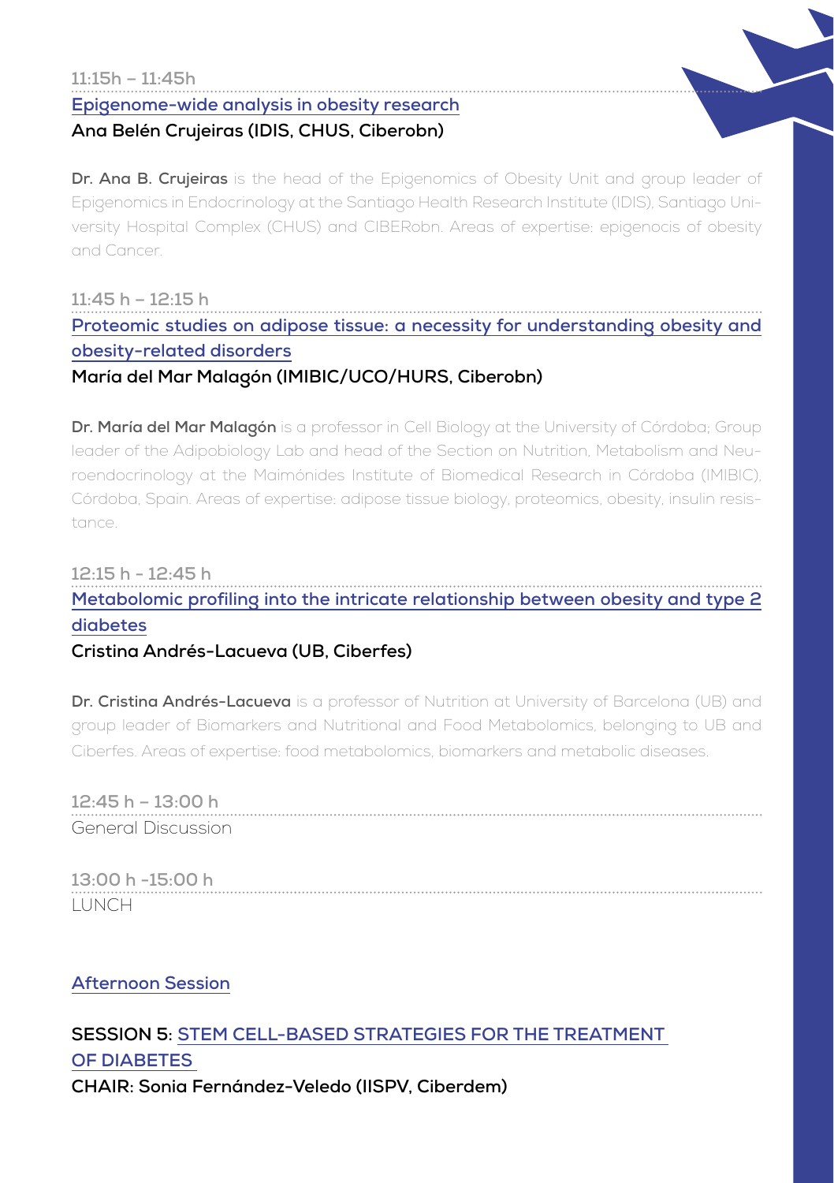11:15h – 11:45h

**Epigenome-wide analysis in obesity research**

**Ana Belén Crujeiras (IDIS, CHUS, Ciberobn)**

**Dr. Ana B. Crujeiras** is the head of the Epigenomics of Obesity Unit and group leader of Epigenomics in Endocrinology at the Santiago Health Research Institute (IDIS), Santiago University Hospital Complex (CHUS) and CIBERobn. Areas of expertise: epigenocis of obesity and Cancer.

11:45 h – 12:15 h

**Proteomic studies on adipose tissue: a necessity for understanding obesity and obesity-related disorders**

**María del Mar Malagón (IMIBIC/UCO/HURS, Ciberobn)**

**Dr. María del Mar Malagón** is a professor in Cell Biology at the University of Córdoba; Group leader of the Adipobiology Lab and head of the Section on Nutrition, Metabolism and Neuroendocrinology at the Maimónides Institute of Biomedical Research in Córdoba (IMIBIC), Córdoba, Spain. Areas of expertise: adipose tissue biology, proteomics, obesity, insulin resistance.

12:15 h - 12:45 h

**Metabolomic profiling into the intricate relationship between obesity and type 2 diabetes**

**Cristina Andrés-Lacueva (UB, Ciberfes)**

**Dr. Cristina Andrés-Lacueva** is a professor of Nutrition at University of Barcelona (UB) and group leader of Biomarkers and Nutritional and Food Metabolomics, belonging to UB and Ciberfes. Areas of expertise: food metabolomics, biomarkers and metabolic diseases.

12:45 h – 13:00 h

General Discussion

13:00 h -15:00 h

LUNCH

## Afternoon Session

### SESSION 5: STEM CELL-BASED STRATEGIES FOR THE TREATMENT OF DIABETES

**CHAIR: Sonia Fernández-Veledo (IISPV, Ciberdem)**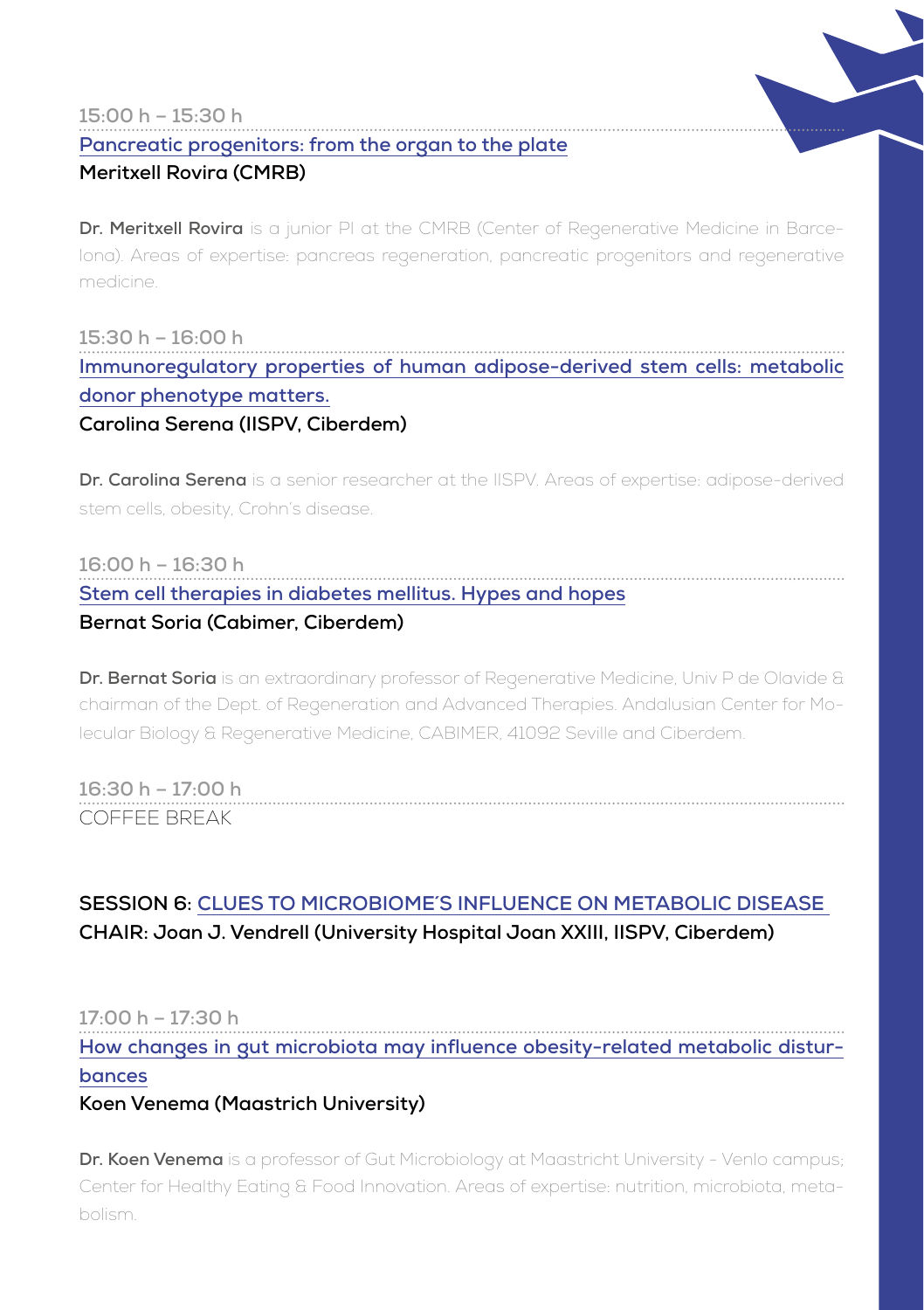15:00 h – 15:30 h

**Pancreatic progenitors: from the organ to the plate**

**Meritxell Rovira (CMRB)**

**Dr. Meritxell Rovira** is a junior PI at the CMRB (Center of Regenerative Medicine in Barcelona). Areas of expertise: pancreas regeneration, pancreatic progenitors and regenerative medicine.

15:30 h – 16:00 h

**Immunoregulatory properties of human adipose-derived stem cells: metabolic donor phenotype matters.**

**Carolina Serena (IISPV, Ciberdem)**

**Dr. Carolina Serena** is a senior researcher at the IISPV. Areas of expertise: adipose-derived stem cells, obesity, Crohn's disease.

16:00 h – 16:30 h

**Stem cell therapies in diabetes mellitus. Hypes and hopes**

**Bernat Soria (Cabimer, Ciberdem)**

**Dr. Bernat Soria** is an extraordinary professor of Regenerative Medicine, Univ P de Olavide & chairman of the Dept. of Regeneration and Advanced Therapies. Andalusian Center for Molecular Biology & Regenerative Medicine, CABIMER, 41092 Seville and Ciberdem.

16:30 h – 17:00 h

COFFEE BREAK

## SESSION 6: CLUES TO MICROBIOME´S INFLUENCE ON METABOLIC DISEASE

**CHAIR: Joan J. Vendrell (University Hospital Joan XXIII, IISPV, Ciberdem)**

17:00 h – 17:30 h

**How changes in gut microbiota may influence obesity-related metabolic disturbances**

**Koen Venema (Maastrich University)**

**Dr. Koen Venema** is a professor of Gut Microbiology at Maastricht University - Venlo campus; Center for Healthy Eating & Food Innovation. Areas of expertise: nutrition, microbiota, metabolism.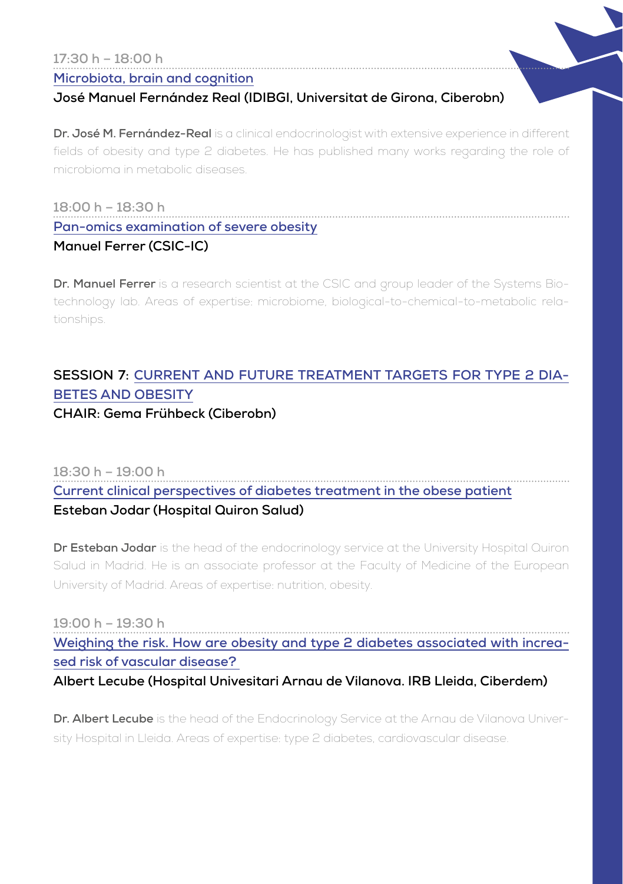17:30 h – 18:00 h

**Microbiota, brain and cognition**

**José Manuel Fernández Real (IDIBGI, Universitat de Girona, Ciberobn)**

**Dr. José M. Fernández-Real** is a clinical endocrinologist with extensive experience in different fields of obesity and type 2 diabetes. He has published many works regarding the role of microbioma in metabolic diseases.

18:00 h – 18:30 h

**Pan-omics examination of severe obesity**

**Manuel Ferrer (CSIC-IC)**

**Dr. Manuel Ferrer** is a research scientist at the CSIC and group leader of the Systems Biotechnology lab. Areas of expertise: microbiome, biological-to-chemical-to-metabolic relationships.

## SESSION 7: CURRENT AND FUTURE TREATMENT TARGETS FOR TYPE 2 DIABETES AND OBESITY

**CHAIR: Gema Frühbeck (Ciberobn)**

18:30 h – 19:00 h

**Current clinical perspectives of diabetes treatment in the obese patient**

**Esteban Jodar (Hospital Quiron Salud)**

**Dr Esteban Jodar** is the head of the endocrinology service at the University Hospital Quiron Salud in Madrid. He is an associate professor at the Faculty of Medicine of the European University of Madrid. Areas of expertise: nutrition, obesity.

19:00 h – 19:30 h

**Weighing the risk. How are obesity and type 2 diabetes associated with increased risk of vascular disease?**

**Albert Lecube (Hospital Univesitari Arnau de Vilanova. IRB Lleida, Ciberdem)**

**Dr. Albert Lecube** is the head of the Endocrinology Service at the Arnau de Vilanova University Hospital in Lleida. Areas of expertise: type 2 diabetes, cardiovascular disease.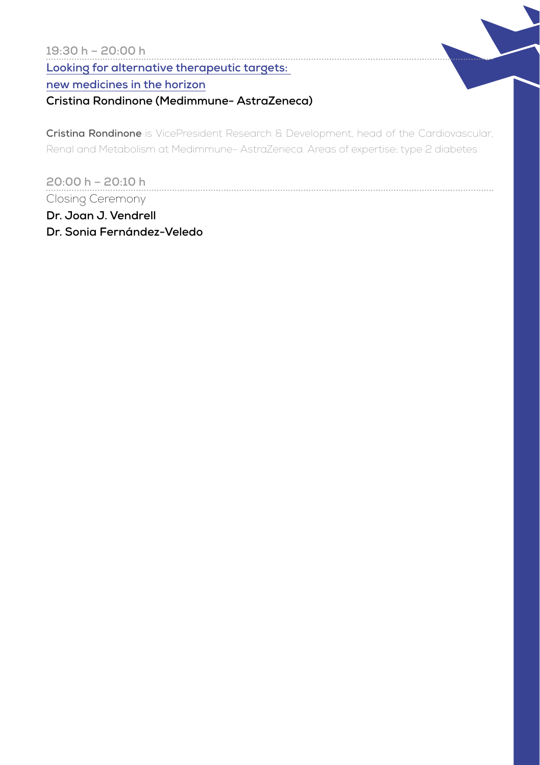**19:30 h – 20:00 h**

**Looking for alternative therapeutic targets: new medicines in the horizon**

**Cristina Rondinone (Medimmune- AstraZeneca)**

**Cristina Rondinone** is VicePresident Research & Development, head of the Cardiovascular, Renal and Metabolism at Medimmune- AstraZeneca. Areas of expertise: type 2 diabetes

**20:00 h – 20:10 h**

Closing Ceremony

**Dr. Joan J. Vendrell**

**Dr. Sonia Fernández-Veledo**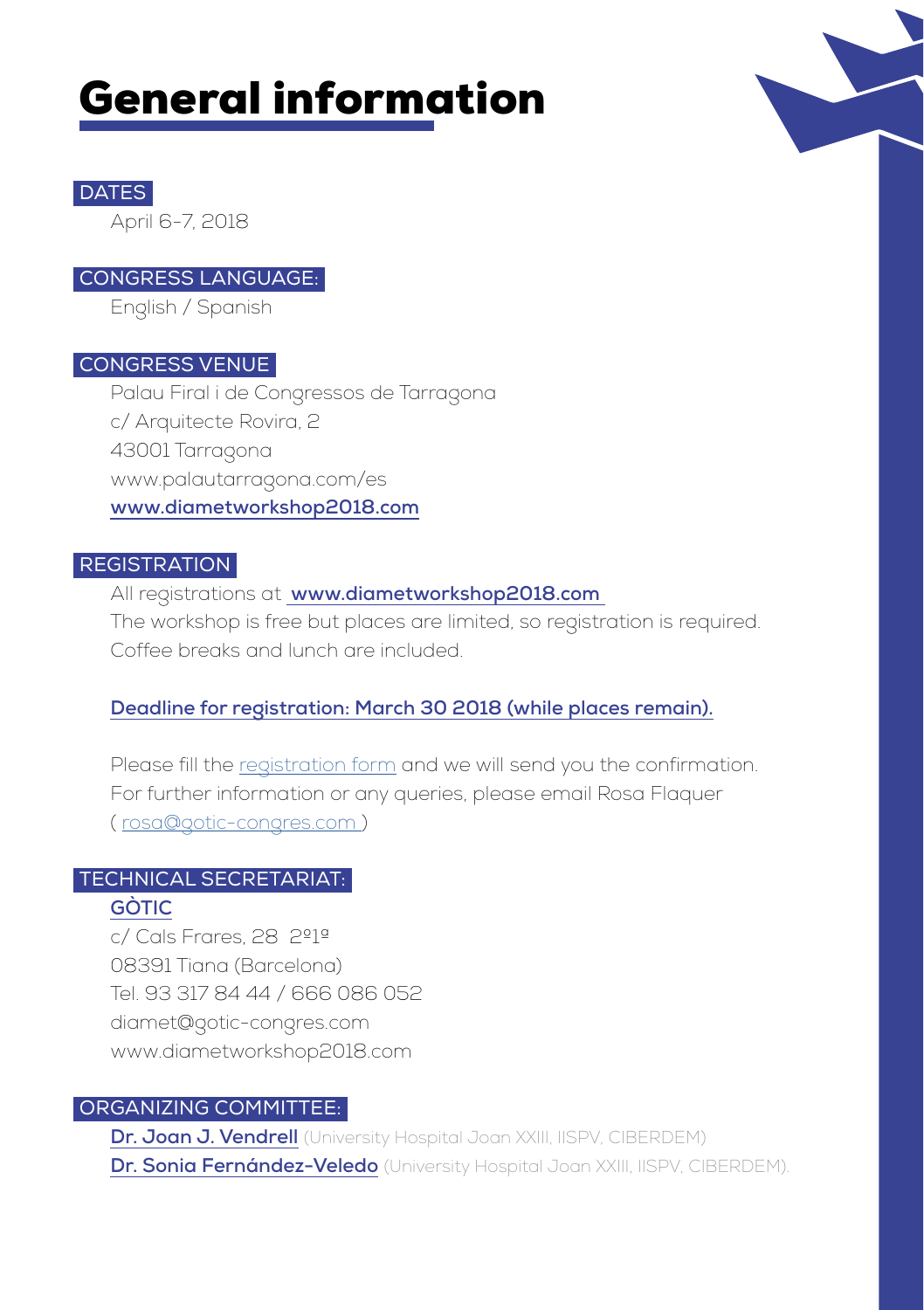# General information

## DATES

April 6-7, 2018

## CONGRESS LANGUAGE:

English / Spanish

## CONGRESS VENUE

Palau Firal i de Congressos de Tarragona
c/ Arquitecte Rovira, 2
43001 Tarragona
www.palautarragona.com/es
**www.diametworkshop2018.com**

## REGISTRATION

All registrations at **www.diametworkshop2018.com**
The workshop is free but places are limited, so registration is required.
Coffee breaks and lunch are included.

**Deadline for registration: March 30 2018 (while places remain).**

Please fill the registration form and we will send you the confirmation.
For further information or any queries, please email Rosa Flaquer
( rosa@gotic-congres.com )

## TECHNICAL SECRETARIAT:

**GÒTIC**
c/ Cals Frares, 28 2º1ª
08391 Tiana (Barcelona)
Tel. 93 317 84 44 / 666 086 052
diamet@gotic-congres.com
www.diametworkshop2018.com

## ORGANIZING COMMITTEE:

**Dr. Joan J. Vendrell** (University Hospital Joan XXIII, IISPV, CIBERDEM)
**Dr. Sonia Fernández-Veledo** (University Hospital Joan XXIII, IISPV, CIBERDEM).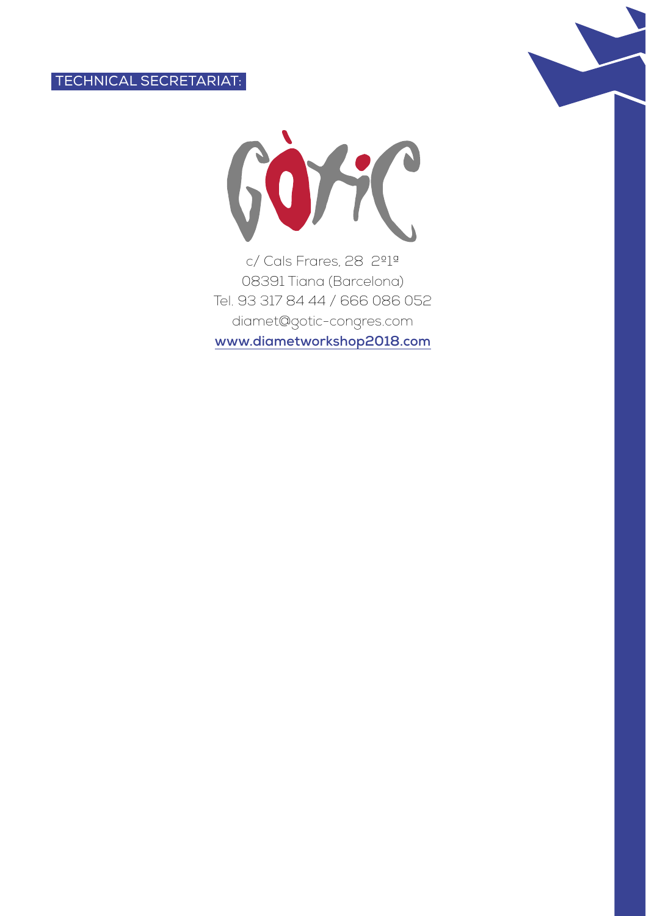## TECHNICAL SECRETARIAT:

Gòtic

c/ Cals Frares, 28 2º1ª
08391 Tiana (Barcelona)
Tel. 93 317 84 44 / 666 086 052
diamet@gotic-congres.com
**www.diametworkshop2018.com**